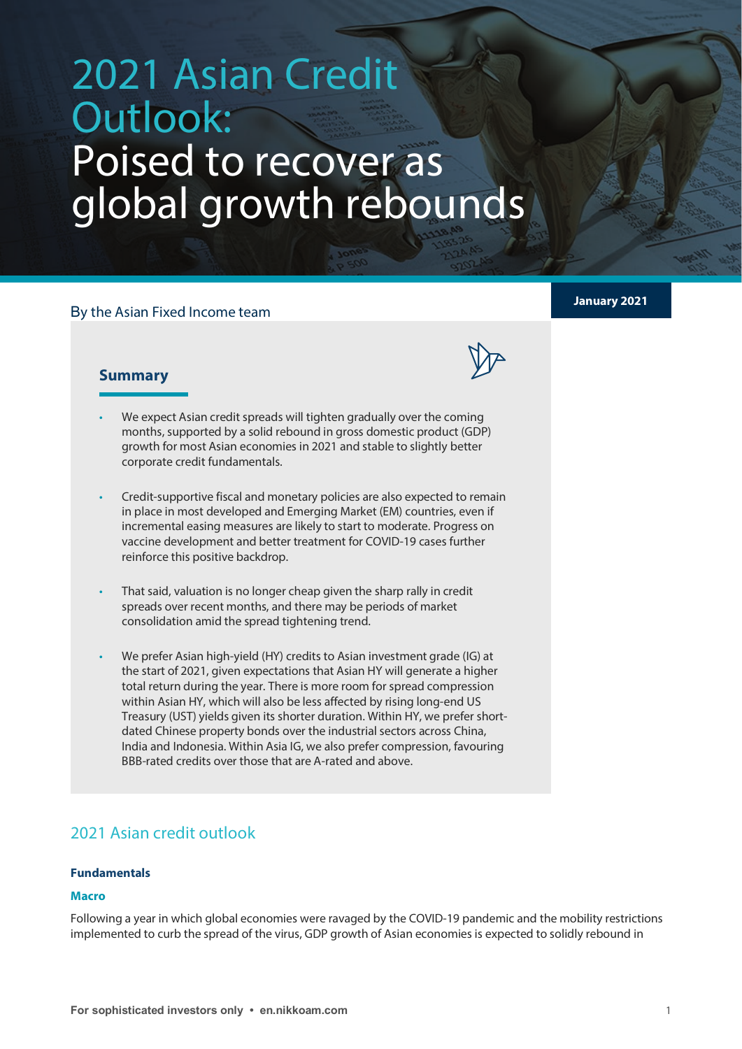# 2021 Asian Credit Outlook: Poised to recover as global growth rebounds

By the Asian Fixed Income team

**January 2021**

## Summary

- We expect Asian credit spreads will tighten gradually over the coming months, supported by a solid rebound in gross domestic product (GDP) growth for most Asian economies in 2021 and stable to slightly better corporate credit fundamentals.
- Credit-supportive fiscal and monetary policies are also expected to remain in place in most developed and Emerging Market (EM) countries, even if incremental easing measures are likely to start to moderate. Progress on vaccine development and better treatment for COVID-19 cases further reinforce this positive backdrop.
- That said, valuation is no longer cheap given the sharp rally in credit spreads over recent months, and there may be periods of market consolidation amid the spread tightening trend.
- We prefer Asian high-yield (HY) credits to Asian investment grade (IG) at the start of 2021, given expectations that Asian HY will generate a higher total return during the year. There is more room for spread compression within Asian HY, which will also be less affected by rising long-end US Treasury (UST) yields given its shorter duration. Within HY, we prefer short-dated Chinese property bonds over the industrial sectors across China, India and Indonesia. Within Asia IG, we also prefer compression, favouring BBB-rated credits over those that are A-rated and above.

## 2021 Asian credit outlook

### Fundamentals

#### Macro

Following a year in which global economies were ravaged by the COVID-19 pandemic and the mobility restrictions implemented to curb the spread of the virus, GDP growth of Asian economies is expected to solidly rebound in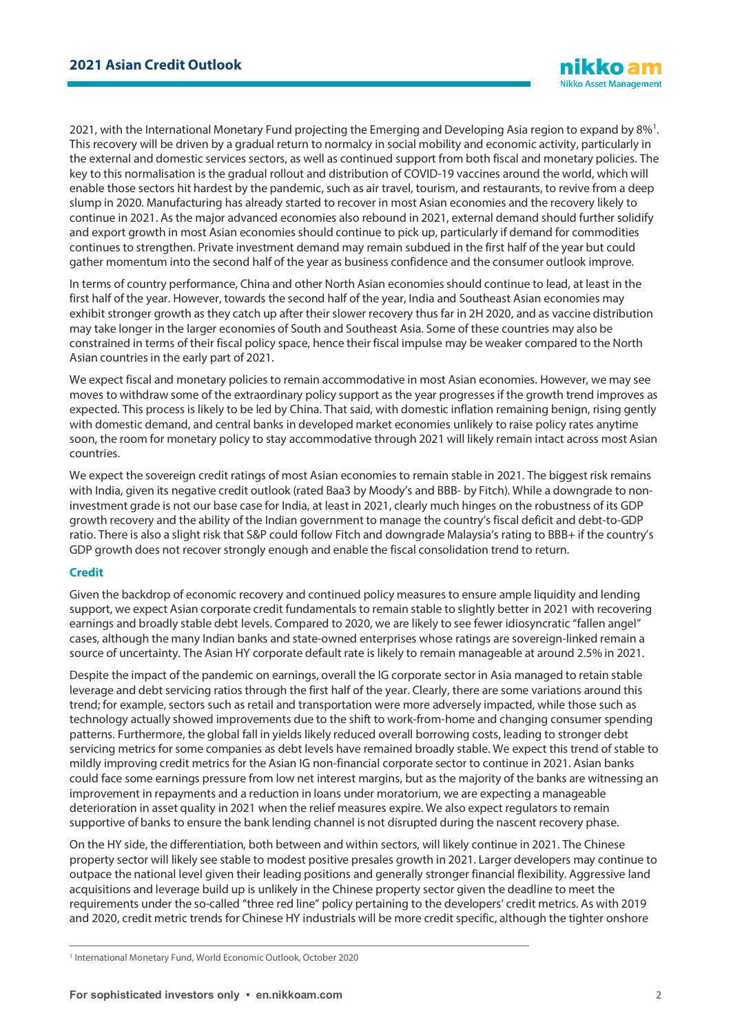2021, with the International Monetary Fund projecting the Emerging and Developing Asia region to expand by 8%[1]. This recovery will be driven by a gradual return to normalcy in social mobility and economic activity, particularly in the external and domestic services sectors, as well as continued support from both fiscal and monetary policies. The key to this normalisation is the gradual rollout and distribution of COVID-19 vaccines around the world, which will enable those sectors hit hardest by the pandemic, such as air travel, tourism, and restaurants, to revive from a deep slump in 2020. Manufacturing has already started to recover in most Asian economies and the recovery likely to continue in 2021. As the major advanced economies also rebound in 2021, external demand should further solidify and export growth in most Asian economies should continue to pick up, particularly if demand for commodities continues to strengthen. Private investment demand may remain subdued in the first half of the year but could gather momentum into the second half of the year as business confidence and the consumer outlook improve.

In terms of country performance, China and other North Asian economies should continue to lead, at least in the first half of the year. However, towards the second half of the year, India and Southeast Asian economies may exhibit stronger growth as they catch up after their slower recovery thus far in 2H 2020, and as vaccine distribution may take longer in the larger economies of South and Southeast Asia. Some of these countries may also be constrained in terms of their fiscal policy space, hence their fiscal impulse may be weaker compared to the North Asian countries in the early part of 2021.

We expect fiscal and monetary policies to remain accommodative in most Asian economies. However, we may see moves to withdraw some of the extraordinary policy support as the year progresses if the growth trend improves as expected. This process is likely to be led by China. That said, with domestic inflation remaining benign, rising gently with domestic demand, and central banks in developed market economies unlikely to raise policy rates anytime soon, the room for monetary policy to stay accommodative through 2021 will likely remain intact across most Asian countries.

We expect the sovereign credit ratings of most Asian economies to remain stable in 2021. The biggest risk remains with India, given its negative credit outlook (rated Baa3 by Moody's and BBB- by Fitch). While a downgrade to non-investment grade is not our base case for India, at least in 2021, clearly much hinges on the robustness of its GDP growth recovery and the ability of the Indian government to manage the country's fiscal deficit and debt-to-GDP ratio. There is also a slight risk that S&P could follow Fitch and downgrade Malaysia's rating to BBB+ if the country's GDP growth does not recover strongly enough and enable the fiscal consolidation trend to return.

### Credit

Given the backdrop of economic recovery and continued policy measures to ensure ample liquidity and lending support, we expect Asian corporate credit fundamentals to remain stable to slightly better in 2021 with recovering earnings and broadly stable debt levels. Compared to 2020, we are likely to see fewer idiosyncratic "fallen angel" cases, although the many Indian banks and state-owned enterprises whose ratings are sovereign-linked remain a source of uncertainty. The Asian HY corporate default rate is likely to remain manageable at around 2.5% in 2021.

Despite the impact of the pandemic on earnings, overall the IG corporate sector in Asia managed to retain stable leverage and debt servicing ratios through the first half of the year. Clearly, there are some variations around this trend; for example, sectors such as retail and transportation were more adversely impacted, while those such as technology actually showed improvements due to the shift to work-from-home and changing consumer spending patterns. Furthermore, the global fall in yields likely reduced overall borrowing costs, leading to stronger debt servicing metrics for some companies as debt levels have remained broadly stable. We expect this trend of stable to mildly improving credit metrics for the Asian IG non-financial corporate sector to continue in 2021. Asian banks could face some earnings pressure from low net interest margins, but as the majority of the banks are witnessing an improvement in repayments and a reduction in loans under moratorium, we are expecting a manageable deterioration in asset quality in 2021 when the relief measures expire. We also expect regulators to remain supportive of banks to ensure the bank lending channel is not disrupted during the nascent recovery phase.

On the HY side, the differentiation, both between and within sectors, will likely continue in 2021. The Chinese property sector will likely see stable to modest positive presales growth in 2021. Larger developers may continue to outpace the national level given their leading positions and generally stronger financial flexibility. Aggressive land acquisitions and leverage build up is unlikely in the Chinese property sector given the deadline to meet the requirements under the so-called "three red line" policy pertaining to the developers' credit metrics. As with 2019 and 2020, credit metric trends for Chinese HY industrials will be more credit specific, although the tighter onshore

[1] International Monetary Fund, World Economic Outlook, October 2020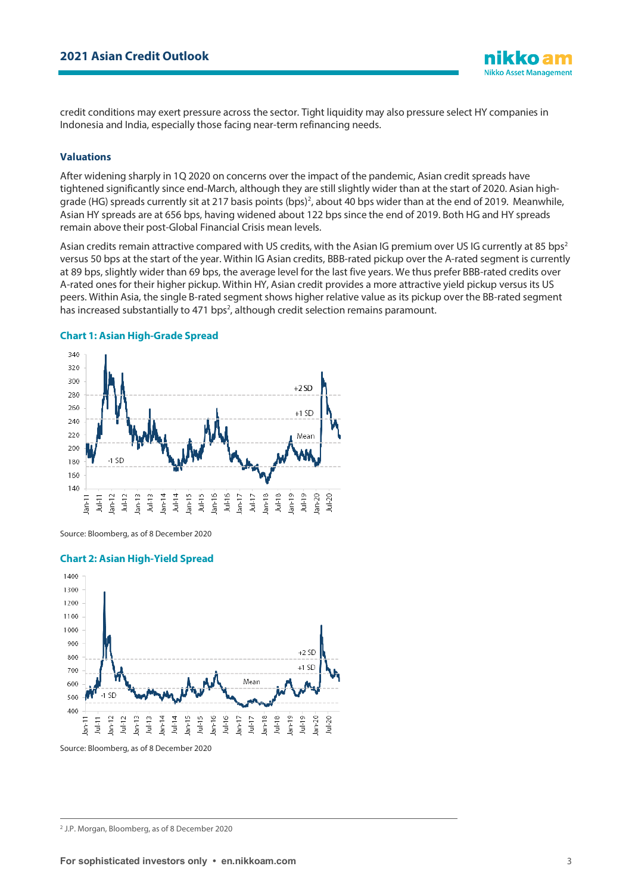credit conditions may exert pressure across the sector. Tight liquidity may also pressure select HY companies in Indonesia and India, especially those facing near-term refinancing needs.

### Valuations

After widening sharply in 1Q 2020 on concerns over the impact of the pandemic, Asian credit spreads have tightened significantly since end-March, although they are still slightly wider than at the start of 2020. Asian high-grade (HG) spreads currently sit at 217 basis points (bps)[2], about 40 bps wider than at the end of 2019. Meanwhile, Asian HY spreads are at 656 bps, having widened about 122 bps since the end of 2019. Both HG and HY spreads remain above their post-Global Financial Crisis mean levels.

Asian credits remain attractive compared with US credits, with the Asian IG premium over US IG currently at 85 bps[2] versus 50 bps at the start of the year. Within IG Asian credits, BBB-rated pickup over the A-rated segment is currently at 89 bps, slightly wider than 69 bps, the average level for the last five years. We thus prefer BBB-rated credits over A-rated ones for their higher pickup. Within HY, Asian credit provides a more attractive yield pickup versus its US peers. Within Asia, the single B-rated segment shows higher relative value as its pickup over the BB-rated segment has increased substantially to 471 bps[2], although credit selection remains paramount.

**Chart 1: Asian High-Grade Spread**

Source: Bloomberg, as of 8 December 2020

**Chart 2: Asian High-Yield Spread**

Source: Bloomberg, as of 8 December 2020

[2] J.P. Morgan, Bloomberg, as of 8 December 2020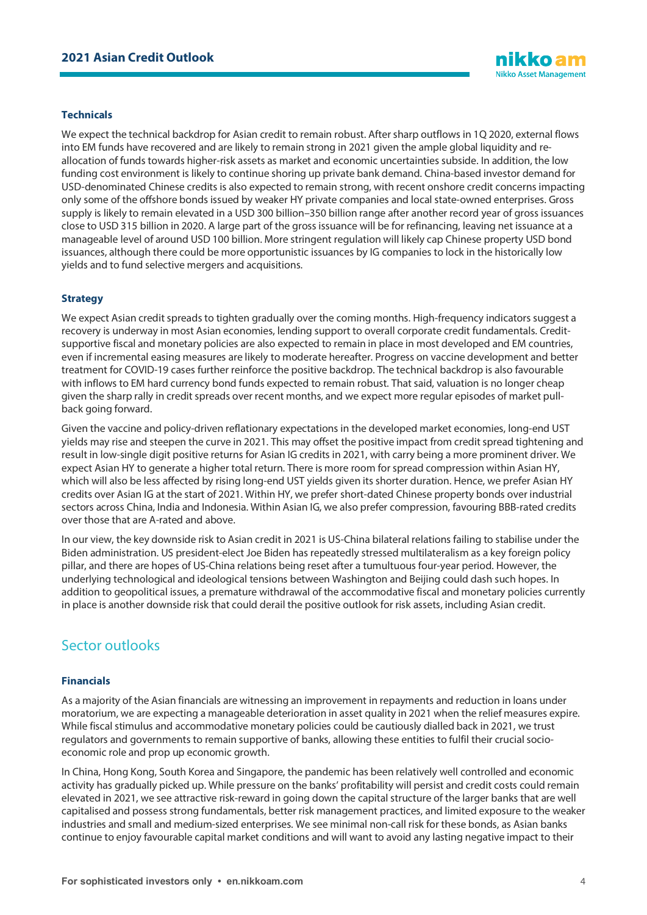### Technicals

We expect the technical backdrop for Asian credit to remain robust. After sharp outflows in 1Q 2020, external flows into EM funds have recovered and are likely to remain strong in 2021 given the ample global liquidity and re-allocation of funds towards higher-risk assets as market and economic uncertainties subside. In addition, the low funding cost environment is likely to continue shoring up private bank demand. China-based investor demand for USD-denominated Chinese credits is also expected to remain strong, with recent onshore credit concerns impacting only some of the offshore bonds issued by weaker HY private companies and local state-owned enterprises. Gross supply is likely to remain elevated in a USD 300 billion–350 billion range after another record year of gross issuances close to USD 315 billion in 2020. A large part of the gross issuance will be for refinancing, leaving net issuance at a manageable level of around USD 100 billion. More stringent regulation will likely cap Chinese property USD bond issuances, although there could be more opportunistic issuances by IG companies to lock in the historically low yields and to fund selective mergers and acquisitions.

### Strategy

We expect Asian credit spreads to tighten gradually over the coming months. High-frequency indicators suggest a recovery is underway in most Asian economies, lending support to overall corporate credit fundamentals. Credit-supportive fiscal and monetary policies are also expected to remain in place in most developed and EM countries, even if incremental easing measures are likely to moderate hereafter. Progress on vaccine development and better treatment for COVID-19 cases further reinforce the positive backdrop. The technical backdrop is also favourable with inflows to EM hard currency bond funds expected to remain robust. That said, valuation is no longer cheap given the sharp rally in credit spreads over recent months, and we expect more regular episodes of market pull-back going forward.

Given the vaccine and policy-driven reflationary expectations in the developed market economies, long-end UST yields may rise and steepen the curve in 2021. This may offset the positive impact from credit spread tightening and result in low-single digit positive returns for Asian IG credits in 2021, with carry being a more prominent driver. We expect Asian HY to generate a higher total return. There is more room for spread compression within Asian HY, which will also be less affected by rising long-end UST yields given its shorter duration. Hence, we prefer Asian HY credits over Asian IG at the start of 2021. Within HY, we prefer short-dated Chinese property bonds over industrial sectors across China, India and Indonesia. Within Asian IG, we also prefer compression, favouring BBB-rated credits over those that are A-rated and above.

In our view, the key downside risk to Asian credit in 2021 is US-China bilateral relations failing to stabilise under the Biden administration. US president-elect Joe Biden has repeatedly stressed multilateralism as a key foreign policy pillar, and there are hopes of US-China relations being reset after a tumultuous four-year period. However, the underlying technological and ideological tensions between Washington and Beijing could dash such hopes. In addition to geopolitical issues, a premature withdrawal of the accommodative fiscal and monetary policies currently in place is another downside risk that could derail the positive outlook for risk assets, including Asian credit.

## Sector outlooks

### Financials

As a majority of the Asian financials are witnessing an improvement in repayments and reduction in loans under moratorium, we are expecting a manageable deterioration in asset quality in 2021 when the relief measures expire. While fiscal stimulus and accommodative monetary policies could be cautiously dialled back in 2021, we trust regulators and governments to remain supportive of banks, allowing these entities to fulfil their crucial socio-economic role and prop up economic growth.

In China, Hong Kong, South Korea and Singapore, the pandemic has been relatively well controlled and economic activity has gradually picked up. While pressure on the banks' profitability will persist and credit costs could remain elevated in 2021, we see attractive risk-reward in going down the capital structure of the larger banks that are well capitalised and possess strong fundamentals, better risk management practices, and limited exposure to the weaker industries and small and medium-sized enterprises. We see minimal non-call risk for these bonds, as Asian banks continue to enjoy favourable capital market conditions and will want to avoid any lasting negative impact to their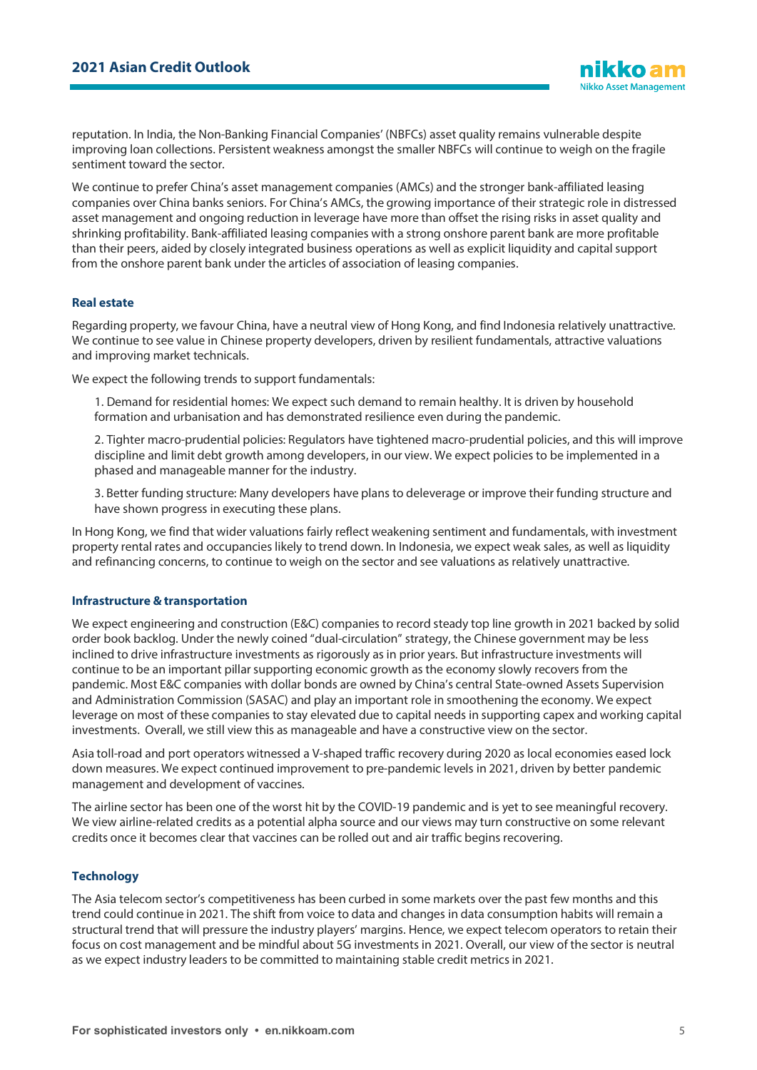reputation. In India, the Non-Banking Financial Companies' (NBFCs) asset quality remains vulnerable despite improving loan collections. Persistent weakness amongst the smaller NBFCs will continue to weigh on the fragile sentiment toward the sector.

We continue to prefer China's asset management companies (AMCs) and the stronger bank-affiliated leasing companies over China banks seniors. For China's AMCs, the growing importance of their strategic role in distressed asset management and ongoing reduction in leverage have more than offset the rising risks in asset quality and shrinking profitability. Bank-affiliated leasing companies with a strong onshore parent bank are more profitable than their peers, aided by closely integrated business operations as well as explicit liquidity and capital support from the onshore parent bank under the articles of association of leasing companies.

### Real estate

Regarding property, we favour China, have a neutral view of Hong Kong, and find Indonesia relatively unattractive. We continue to see value in Chinese property developers, driven by resilient fundamentals, attractive valuations and improving market technicals.

We expect the following trends to support fundamentals:

1. Demand for residential homes: We expect such demand to remain healthy. It is driven by household formation and urbanisation and has demonstrated resilience even during the pandemic.

2. Tighter macro-prudential policies: Regulators have tightened macro-prudential policies, and this will improve discipline and limit debt growth among developers, in our view. We expect policies to be implemented in a phased and manageable manner for the industry.

3. Better funding structure: Many developers have plans to deleverage or improve their funding structure and have shown progress in executing these plans.

In Hong Kong, we find that wider valuations fairly reflect weakening sentiment and fundamentals, with investment property rental rates and occupancies likely to trend down. In Indonesia, we expect weak sales, as well as liquidity and refinancing concerns, to continue to weigh on the sector and see valuations as relatively unattractive.

### Infrastructure & transportation

We expect engineering and construction (E&C) companies to record steady top line growth in 2021 backed by solid order book backlog. Under the newly coined "dual-circulation" strategy, the Chinese government may be less inclined to drive infrastructure investments as rigorously as in prior years. But infrastructure investments will continue to be an important pillar supporting economic growth as the economy slowly recovers from the pandemic. Most E&C companies with dollar bonds are owned by China's central State-owned Assets Supervision and Administration Commission (SASAC) and play an important role in smoothening the economy. We expect leverage on most of these companies to stay elevated due to capital needs in supporting capex and working capital investments. Overall, we still view this as manageable and have a constructive view on the sector.

Asia toll-road and port operators witnessed a V-shaped traffic recovery during 2020 as local economies eased lock down measures. We expect continued improvement to pre-pandemic levels in 2021, driven by better pandemic management and development of vaccines.

The airline sector has been one of the worst hit by the COVID-19 pandemic and is yet to see meaningful recovery. We view airline-related credits as a potential alpha source and our views may turn constructive on some relevant credits once it becomes clear that vaccines can be rolled out and air traffic begins recovering.

### Technology

The Asia telecom sector's competitiveness has been curbed in some markets over the past few months and this trend could continue in 2021. The shift from voice to data and changes in data consumption habits will remain a structural trend that will pressure the industry players' margins. Hence, we expect telecom operators to retain their focus on cost management and be mindful about 5G investments in 2021. Overall, our view of the sector is neutral as we expect industry leaders to be committed to maintaining stable credit metrics in 2021.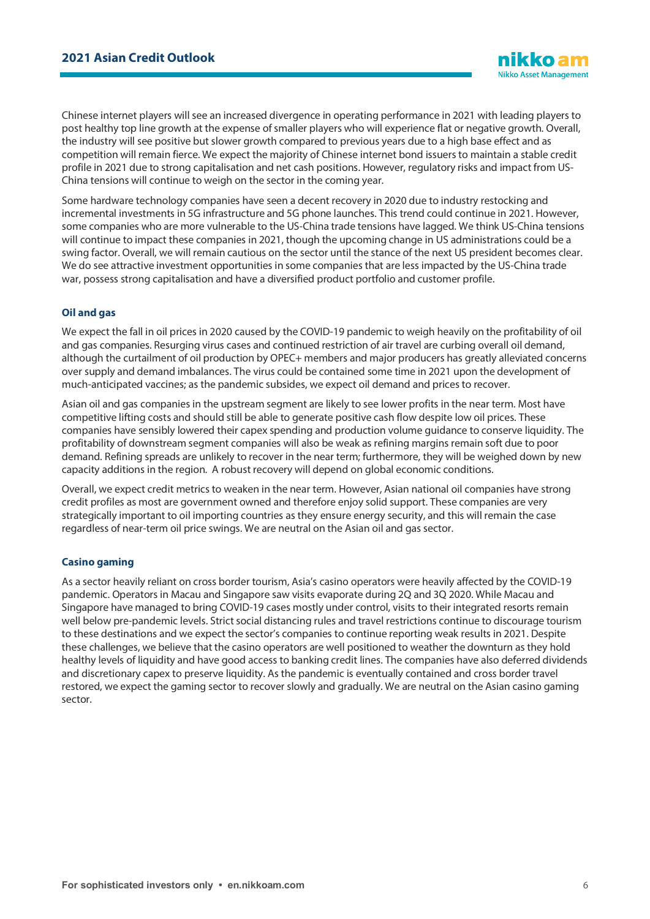Chinese internet players will see an increased divergence in operating performance in 2021 with leading players to post healthy top line growth at the expense of smaller players who will experience flat or negative growth. Overall, the industry will see positive but slower growth compared to previous years due to a high base effect and as competition will remain fierce. We expect the majority of Chinese internet bond issuers to maintain a stable credit profile in 2021 due to strong capitalisation and net cash positions. However, regulatory risks and impact from US-China tensions will continue to weigh on the sector in the coming year.

Some hardware technology companies have seen a decent recovery in 2020 due to industry restocking and incremental investments in 5G infrastructure and 5G phone launches. This trend could continue in 2021. However, some companies who are more vulnerable to the US-China trade tensions have lagged. We think US-China tensions will continue to impact these companies in 2021, though the upcoming change in US administrations could be a swing factor. Overall, we will remain cautious on the sector until the stance of the next US president becomes clear. We do see attractive investment opportunities in some companies that are less impacted by the US-China trade war, possess strong capitalisation and have a diversified product portfolio and customer profile.

### Oil and gas

We expect the fall in oil prices in 2020 caused by the COVID-19 pandemic to weigh heavily on the profitability of oil and gas companies. Resurging virus cases and continued restriction of air travel are curbing overall oil demand, although the curtailment of oil production by OPEC+ members and major producers has greatly alleviated concerns over supply and demand imbalances. The virus could be contained some time in 2021 upon the development of much-anticipated vaccines; as the pandemic subsides, we expect oil demand and prices to recover.

Asian oil and gas companies in the upstream segment are likely to see lower profits in the near term. Most have competitive lifting costs and should still be able to generate positive cash flow despite low oil prices. These companies have sensibly lowered their capex spending and production volume guidance to conserve liquidity. The profitability of downstream segment companies will also be weak as refining margins remain soft due to poor demand. Refining spreads are unlikely to recover in the near term; furthermore, they will be weighed down by new capacity additions in the region. A robust recovery will depend on global economic conditions.

Overall, we expect credit metrics to weaken in the near term. However, Asian national oil companies have strong credit profiles as most are government owned and therefore enjoy solid support. These companies are very strategically important to oil importing countries as they ensure energy security, and this will remain the case regardless of near-term oil price swings. We are neutral on the Asian oil and gas sector.

### Casino gaming

As a sector heavily reliant on cross border tourism, Asia's casino operators were heavily affected by the COVID-19 pandemic. Operators in Macau and Singapore saw visits evaporate during 2Q and 3Q 2020. While Macau and Singapore have managed to bring COVID-19 cases mostly under control, visits to their integrated resorts remain well below pre-pandemic levels. Strict social distancing rules and travel restrictions continue to discourage tourism to these destinations and we expect the sector's companies to continue reporting weak results in 2021. Despite these challenges, we believe that the casino operators are well positioned to weather the downturn as they hold healthy levels of liquidity and have good access to banking credit lines. The companies have also deferred dividends and discretionary capex to preserve liquidity. As the pandemic is eventually contained and cross border travel restored, we expect the gaming sector to recover slowly and gradually. We are neutral on the Asian casino gaming sector.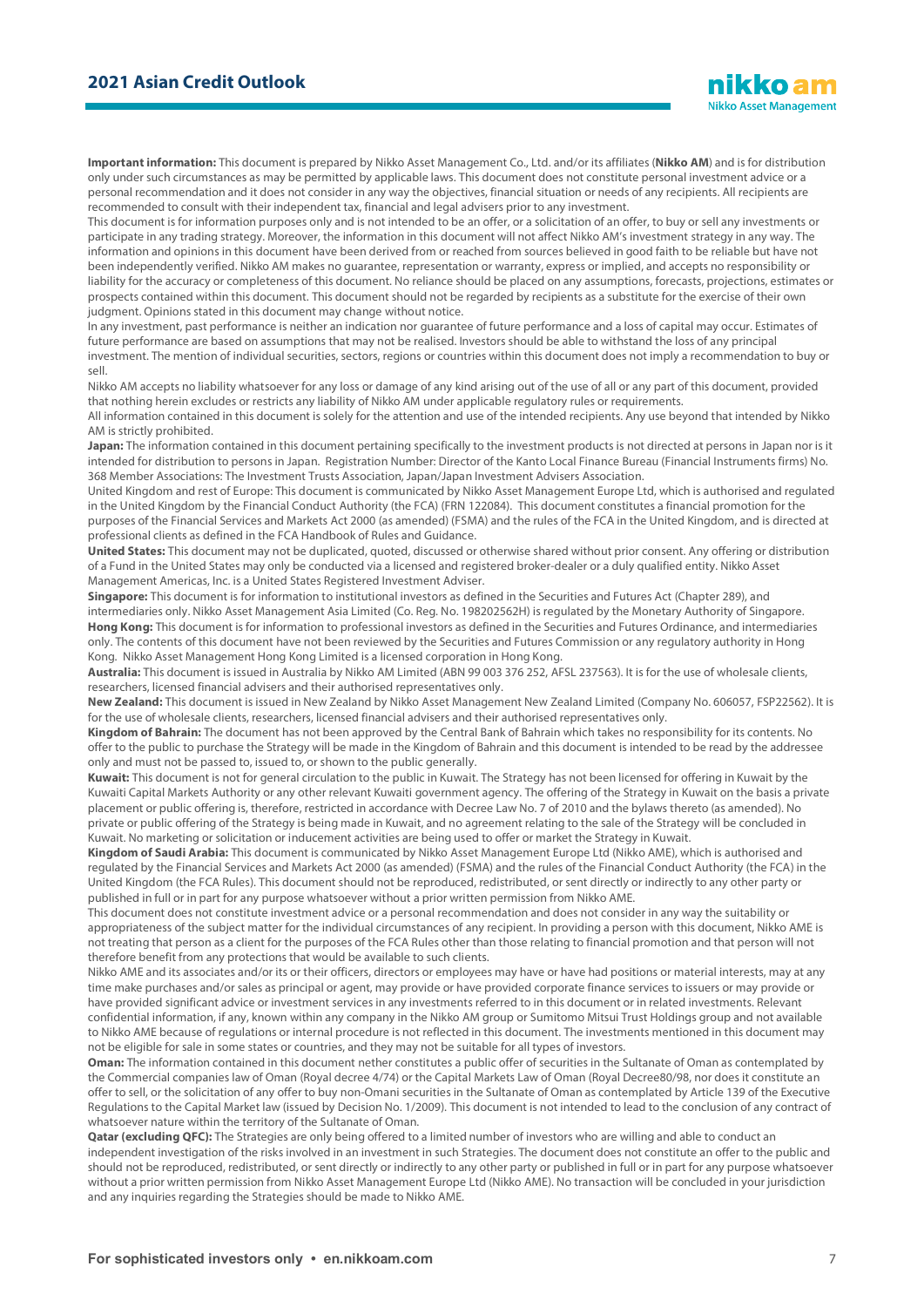**Important information:** This document is prepared by Nikko Asset Management Co., Ltd. and/or its affiliates (**Nikko AM**) and is for distribution only under such circumstances as may be permitted by applicable laws. This document does not constitute personal investment advice or a personal recommendation and it does not consider in any way the objectives, financial situation or needs of any recipients. All recipients are recommended to consult with their independent tax, financial and legal advisers prior to any investment.

This document is for information purposes only and is not intended to be an offer, or a solicitation of an offer, to buy or sell any investments or participate in any trading strategy. Moreover, the information in this document will not affect Nikko AM's investment strategy in any way. The information and opinions in this document have been derived from or reached from sources believed in good faith to be reliable but have not been independently verified. Nikko AM makes no guarantee, representation or warranty, express or implied, and accepts no responsibility or liability for the accuracy or completeness of this document. No reliance should be placed on any assumptions, forecasts, projections, estimates or prospects contained within this document. This document should not be regarded by recipients as a substitute for the exercise of their own judgment. Opinions stated in this document may change without notice.

In any investment, past performance is neither an indication nor guarantee of future performance and a loss of capital may occur. Estimates of future performance are based on assumptions that may not be realised. Investors should be able to withstand the loss of any principal investment. The mention of individual securities, sectors, regions or countries within this document does not imply a recommendation to buy or sell.

Nikko AM accepts no liability whatsoever for any loss or damage of any kind arising out of the use of all or any part of this document, provided that nothing herein excludes or restricts any liability of Nikko AM under applicable regulatory rules or requirements.

All information contained in this document is solely for the attention and use of the intended recipients. Any use beyond that intended by Nikko AM is strictly prohibited.

**Japan:** The information contained in this document pertaining specifically to the investment products is not directed at persons in Japan nor is it intended for distribution to persons in Japan. Registration Number: Director of the Kanto Local Finance Bureau (Financial Instruments firms) No. 368 Member Associations: The Investment Trusts Association, Japan/Japan Investment Advisers Association.

United Kingdom and rest of Europe: This document is communicated by Nikko Asset Management Europe Ltd, which is authorised and regulated in the United Kingdom by the Financial Conduct Authority (the FCA) (FRN 122084). This document constitutes a financial promotion for the purposes of the Financial Services and Markets Act 2000 (as amended) (FSMA) and the rules of the FCA in the United Kingdom, and is directed at professional clients as defined in the FCA Handbook of Rules and Guidance.

**United States:** This document may not be duplicated, quoted, discussed or otherwise shared without prior consent. Any offering or distribution of a Fund in the United States may only be conducted via a licensed and registered broker-dealer or a duly qualified entity. Nikko Asset Management Americas, Inc. is a United States Registered Investment Adviser.

**Singapore:** This document is for information to institutional investors as defined in the Securities and Futures Act (Chapter 289), and intermediaries only. Nikko Asset Management Asia Limited (Co. Reg. No. 198202562H) is regulated by the Monetary Authority of Singapore.

**Hong Kong:** This document is for information to professional investors as defined in the Securities and Futures Ordinance, and intermediaries only. The contents of this document have not been reviewed by the Securities and Futures Commission or any regulatory authority in Hong Kong. Nikko Asset Management Hong Kong Limited is a licensed corporation in Hong Kong.

**Australia:** This document is issued in Australia by Nikko AM Limited (ABN 99 003 376 252, AFSL 237563). It is for the use of wholesale clients, researchers, licensed financial advisers and their authorised representatives only.

**New Zealand:** This document is issued in New Zealand by Nikko Asset Management New Zealand Limited (Company No. 606057, FSP22562). It is for the use of wholesale clients, researchers, licensed financial advisers and their authorised representatives only.

**Kingdom of Bahrain:** The document has not been approved by the Central Bank of Bahrain which takes no responsibility for its contents. No offer to the public to purchase the Strategy will be made in the Kingdom of Bahrain and this document is intended to be read by the addressee only and must not be passed to, issued to, or shown to the public generally.

**Kuwait:** This document is not for general circulation to the public in Kuwait. The Strategy has not been licensed for offering in Kuwait by the Kuwaiti Capital Markets Authority or any other relevant Kuwaiti government agency. The offering of the Strategy in Kuwait on the basis a private placement or public offering is, therefore, restricted in accordance with Decree Law No. 7 of 2010 and the bylaws thereto (as amended). No private or public offering of the Strategy is being made in Kuwait, and no agreement relating to the sale of the Strategy will be concluded in Kuwait. No marketing or solicitation or inducement activities are being used to offer or market the Strategy in Kuwait.

**Kingdom of Saudi Arabia:** This document is communicated by Nikko Asset Management Europe Ltd (Nikko AME), which is authorised and regulated by the Financial Services and Markets Act 2000 (as amended) (FSMA) and the rules of the Financial Conduct Authority (the FCA) in the United Kingdom (the FCA Rules). This document should not be reproduced, redistributed, or sent directly or indirectly to any other party or published in full or in part for any purpose whatsoever without a prior written permission from Nikko AME.

This document does not constitute investment advice or a personal recommendation and does not consider in any way the suitability or appropriateness of the subject matter for the individual circumstances of any recipient. In providing a person with this document, Nikko AME is not treating that person as a client for the purposes of the FCA Rules other than those relating to financial promotion and that person will not therefore benefit from any protections that would be available to such clients.

Nikko AME and its associates and/or its or their officers, directors or employees may have or have had positions or material interests, may at any time make purchases and/or sales as principal or agent, may provide or have provided corporate finance services to issuers or may provide or have provided significant advice or investment services in any investments referred to in this document or in related investments. Relevant confidential information, if any, known within any company in the Nikko AM group or Sumitomo Mitsui Trust Holdings group and not available to Nikko AME because of regulations or internal procedure is not reflected in this document. The investments mentioned in this document may not be eligible for sale in some states or countries, and they may not be suitable for all types of investors.

**Oman:** The information contained in this document nether constitutes a public offer of securities in the Sultanate of Oman as contemplated by the Commercial companies law of Oman (Royal decree 4/74) or the Capital Markets Law of Oman (Royal Decree80/98, nor does it constitute an offer to sell, or the solicitation of any offer to buy non-Omani securities in the Sultanate of Oman as contemplated by Article 139 of the Executive Regulations to the Capital Market law (issued by Decision No. 1/2009). This document is not intended to lead to the conclusion of any contract of whatsoever nature within the territory of the Sultanate of Oman.

**Qatar (excluding QFC):** The Strategies are only being offered to a limited number of investors who are willing and able to conduct an independent investigation of the risks involved in an investment in such Strategies. The document does not constitute an offer to the public and should not be reproduced, redistributed, or sent directly or indirectly to any other party or published in full or in part for any purpose whatsoever without a prior written permission from Nikko Asset Management Europe Ltd (Nikko AME). No transaction will be concluded in your jurisdiction and any inquiries regarding the Strategies should be made to Nikko AME.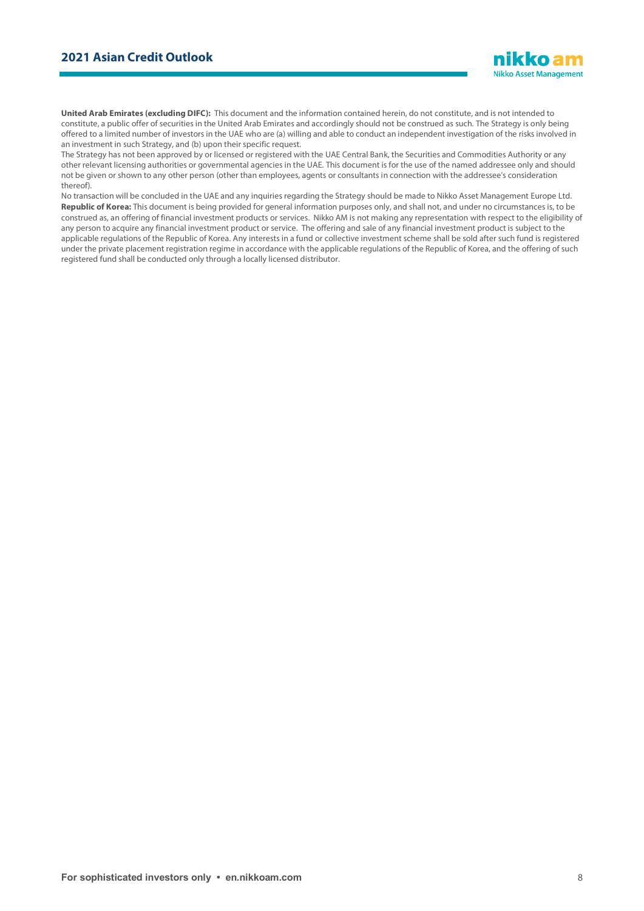**United Arab Emirates (excluding DIFC):** This document and the information contained herein, do not constitute, and is not intended to constitute, a public offer of securities in the United Arab Emirates and accordingly should not be construed as such. The Strategy is only being offered to a limited number of investors in the UAE who are (a) willing and able to conduct an independent investigation of the risks involved in an investment in such Strategy, and (b) upon their specific request.
The Strategy has not been approved by or licensed or registered with the UAE Central Bank, the Securities and Commodities Authority or any other relevant licensing authorities or governmental agencies in the UAE. This document is for the use of the named addressee only and should not be given or shown to any other person (other than employees, agents or consultants in connection with the addressee's consideration thereof).
No transaction will be concluded in the UAE and any inquiries regarding the Strategy should be made to Nikko Asset Management Europe Ltd.
**Republic of Korea:** This document is being provided for general information purposes only, and shall not, and under no circumstances is, to be construed as, an offering of financial investment products or services. Nikko AM is not making any representation with respect to the eligibility of any person to acquire any financial investment product or service. The offering and sale of any financial investment product is subject to the applicable regulations of the Republic of Korea. Any interests in a fund or collective investment scheme shall be sold after such fund is registered under the private placement registration regime in accordance with the applicable regulations of the Republic of Korea, and the offering of such registered fund shall be conducted only through a locally licensed distributor.